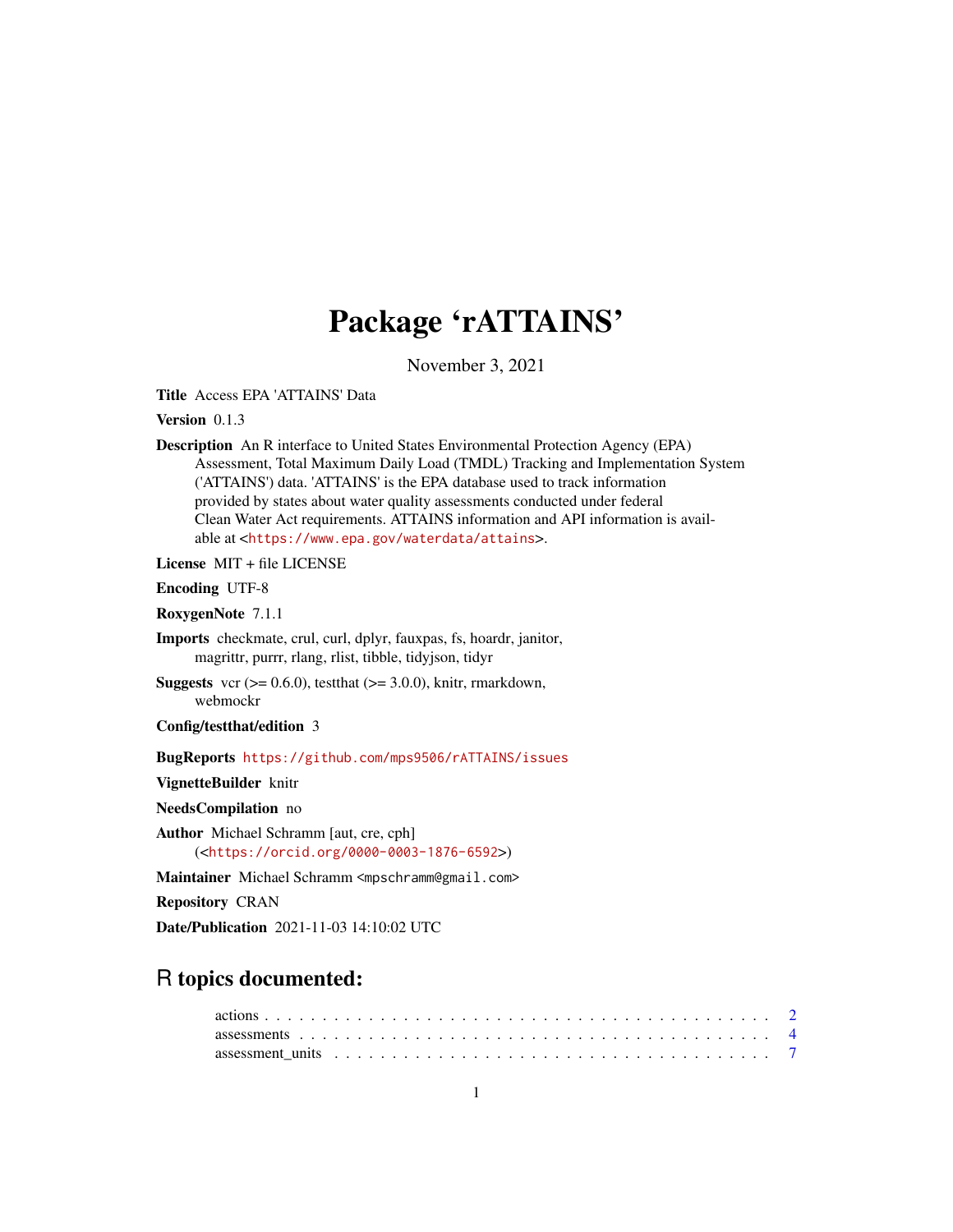# Package 'rATTAINS'

November 3, 2021

**Title** Access EPA 'ATTAINS' Data

**Version** 0.1.3

**Description** An R interface to United States Environmental Protection Agency (EPA) Assessment, Total Maximum Daily Load (TMDL) Tracking and Implementation System ('ATTAINS') data. 'ATTAINS' is the EPA database used to track information provided by states about water quality assessments conducted under federal Clean Water Act requirements. ATTAINS information and API information is available at <https://www.epa.gov/waterdata/attains>.

**License** MIT + file LICENSE

**Encoding** UTF-8

**RoxygenNote** 7.1.1

**Imports** checkmate, crul, curl, dplyr, fauxpas, fs, hoardr, janitor, magrittr, purrr, rlang, rlist, tibble, tidyjson, tidyr

**Suggests** vcr (>= 0.6.0), testthat (>= 3.0.0), knitr, rmarkdown, webmockr

**Config/testthat/edition** 3

**BugReports** https://github.com/mps9506/rATTAINS/issues

**VignetteBuilder** knitr

**NeedsCompilation** no

**Author** Michael Schramm [aut, cre, cph] (<https://orcid.org/0000-0003-1876-6592>)

**Maintainer** Michael Schramm <mpschramm@gmail.com>

**Repository** CRAN

**Date/Publication** 2021-11-03 14:10:02 UTC

## R topics documented:

| | |
|---|---|
| actions | 2 |
| assessments | 4 |
| assessment_units | 7 |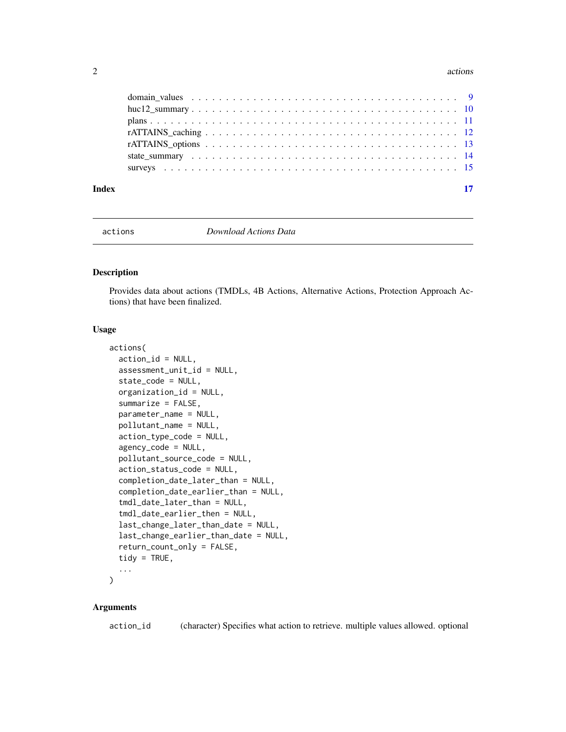domain_values . . . . . . . . . . . . . . . . . . . . . . . . . . . . . . . . . . . 9
huc12_summary . . . . . . . . . . . . . . . . . . . . . . . . . . . . . . . . . . . 10
plans . . . . . . . . . . . . . . . . . . . . . . . . . . . . . . . . . . . . . . . 11
rATTAINS_caching . . . . . . . . . . . . . . . . . . . . . . . . . . . . . . . . . 12
rATTAINS_options . . . . . . . . . . . . . . . . . . . . . . . . . . . . . . . . . 13
state_summary . . . . . . . . . . . . . . . . . . . . . . . . . . . . . . . . . . . 14
surveys . . . . . . . . . . . . . . . . . . . . . . . . . . . . . . . . . . . . . . 15

**Index** **17**

---

`actions` *Download Actions Data*

---

## Description

Provides data about actions (TMDLs, 4B Actions, Alternative Actions, Protection Approach Actions) that have been finalized.

## Usage

```
actions(
  action_id = NULL,
  assessment_unit_id = NULL,
  state_code = NULL,
  organization_id = NULL,
  summarize = FALSE,
  parameter_name = NULL,
  pollutant_name = NULL,
  action_type_code = NULL,
  agency_code = NULL,
  pollutant_source_code = NULL,
  action_status_code = NULL,
  completion_date_later_than = NULL,
  completion_date_earlier_than = NULL,
  tmdl_date_later_than = NULL,
  tmdl_date_earlier_then = NULL,
  last_change_later_than_date = NULL,
  last_change_earlier_than_date = NULL,
  return_count_only = FALSE,
  tidy = TRUE,
  ...
)
```

## Arguments

`action_id` (character) Specifies what action to retrieve. multiple values allowed. optional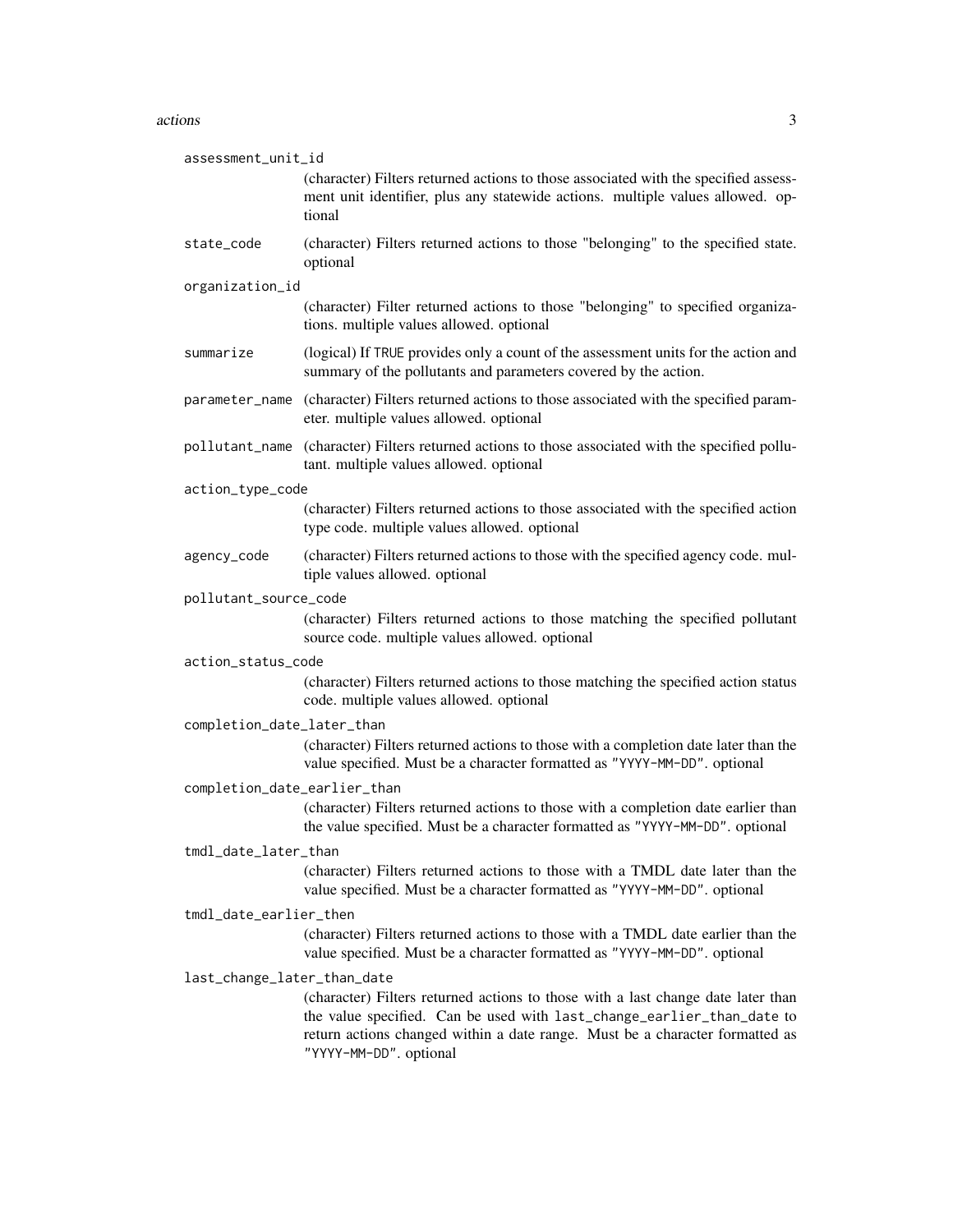`assessment_unit_id`
: (character) Filters returned actions to those associated with the specified assessment unit identifier, plus any statewide actions. multiple values allowed. optional

`state_code`
: (character) Filters returned actions to those "belonging" to the specified state. optional

`organization_id`
: (character) Filter returned actions to those "belonging" to specified organizations. multiple values allowed. optional

`summarize`
: (logical) If `TRUE` provides only a count of the assessment units for the action and summary of the pollutants and parameters covered by the action.

`parameter_name`
: (character) Filters returned actions to those associated with the specified parameter. multiple values allowed. optional

`pollutant_name`
: (character) Filters returned actions to those associated with the specified pollutant. multiple values allowed. optional

`action_type_code`
: (character) Filters returned actions to those associated with the specified action type code. multiple values allowed. optional

`agency_code`
: (character) Filters returned actions to those with the specified agency code. multiple values allowed. optional

`pollutant_source_code`
: (character) Filters returned actions to those matching the specified pollutant source code. multiple values allowed. optional

`action_status_code`
: (character) Filters returned actions to those matching the specified action status code. multiple values allowed. optional

`completion_date_later_than`
: (character) Filters returned actions to those with a completion date later than the value specified. Must be a character formatted as `"YYYY-MM-DD"`. optional

`completion_date_earlier_than`
: (character) Filters returned actions to those with a completion date earlier than the value specified. Must be a character formatted as `"YYYY-MM-DD"`. optional

`tmdl_date_later_than`
: (character) Filters returned actions to those with a TMDL date later than the value specified. Must be a character formatted as `"YYYY-MM-DD"`. optional

`tmdl_date_earlier_then`
: (character) Filters returned actions to those with a TMDL date earlier than the value specified. Must be a character formatted as `"YYYY-MM-DD"`. optional

`last_change_later_than_date`
: (character) Filters returned actions to those with a last change date later than the value specified. Can be used with `last_change_earlier_than_date` to return actions changed within a date range. Must be a character formatted as `"YYYY-MM-DD"`. optional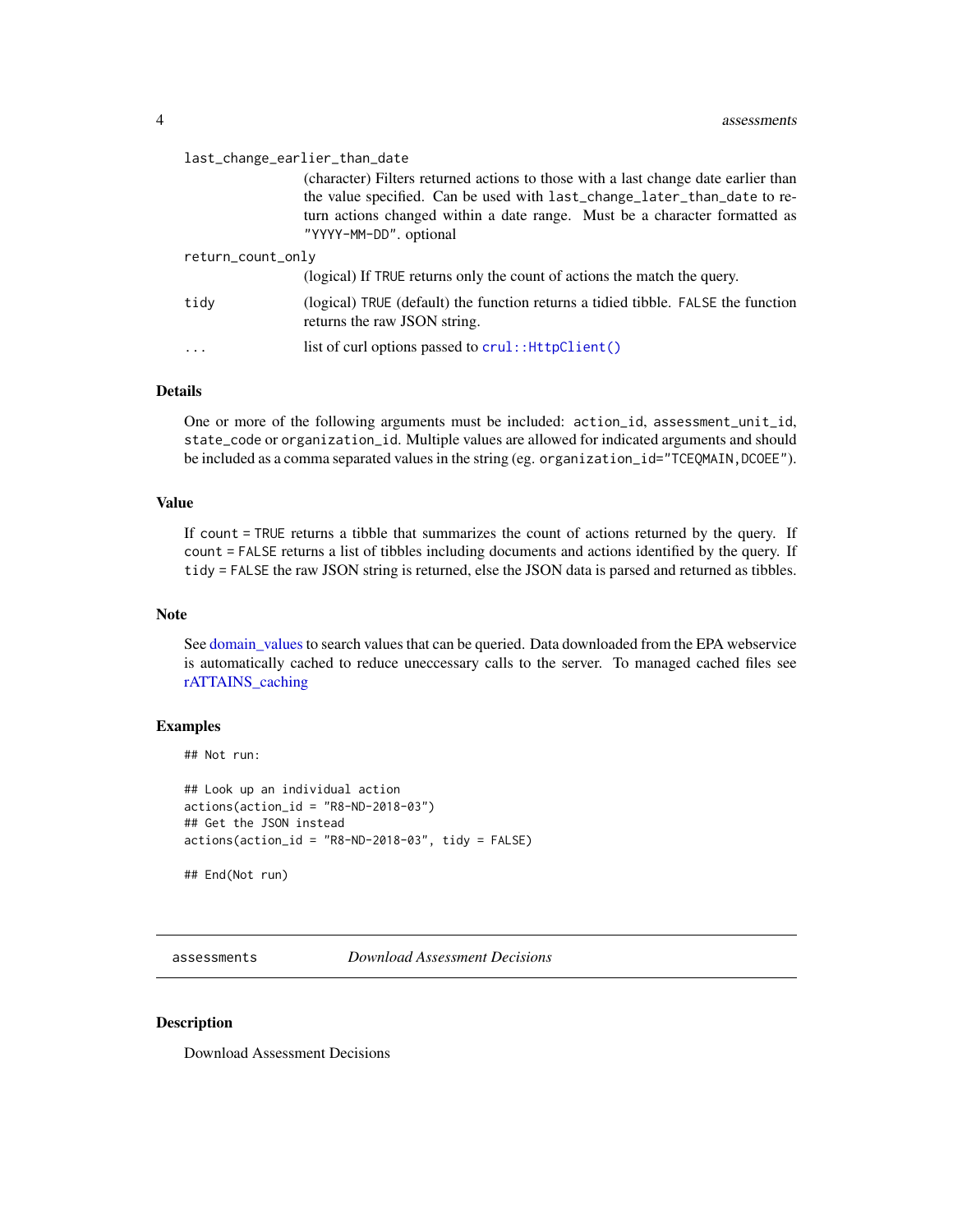`last_change_earlier_than_date`
: (character) Filters returned actions to those with a last change date earlier than the value specified. Can be used with `last_change_later_than_date` to return actions changed within a date range. Must be a character formatted as `"YYYY-MM-DD"`. optional

`return_count_only`
: (logical) If `TRUE` returns only the count of actions the match the query.

`tidy`
: (logical) `TRUE` (default) the function returns a tidied tibble. `FALSE` the function returns the raw JSON string.

`...`
: list of curl options passed to `crul::HttpClient()`

### Details

One or more of the following arguments must be included: `action_id`, `assessment_unit_id`, `state_code` or `organization_id`. Multiple values are allowed for indicated arguments and should be included as a comma separated values in the string (eg. `organization_id="TCEQMAIN,DCOEE"`).

### Value

If `count = TRUE` returns a tibble that summarizes the count of actions returned by the query. If `count = FALSE` returns a list of tibbles including documents and actions identified by the query. If `tidy = FALSE` the raw JSON string is returned, else the JSON data is parsed and returned as tibbles.

### Note

See domain_values to search values that can be queried. Data downloaded from the EPA webservice is automatically cached to reduce uneccessary calls to the server. To managed cached files see rATTAINS_caching

### Examples

```
## Not run:

## Look up an individual action
actions(action_id = "R8-ND-2018-03")
## Get the JSON instead
actions(action_id = "R8-ND-2018-03", tidy = FALSE)

## End(Not run)
```

---

## `assessments` *Download Assessment Decisions*

---

### Description

Download Assessment Decisions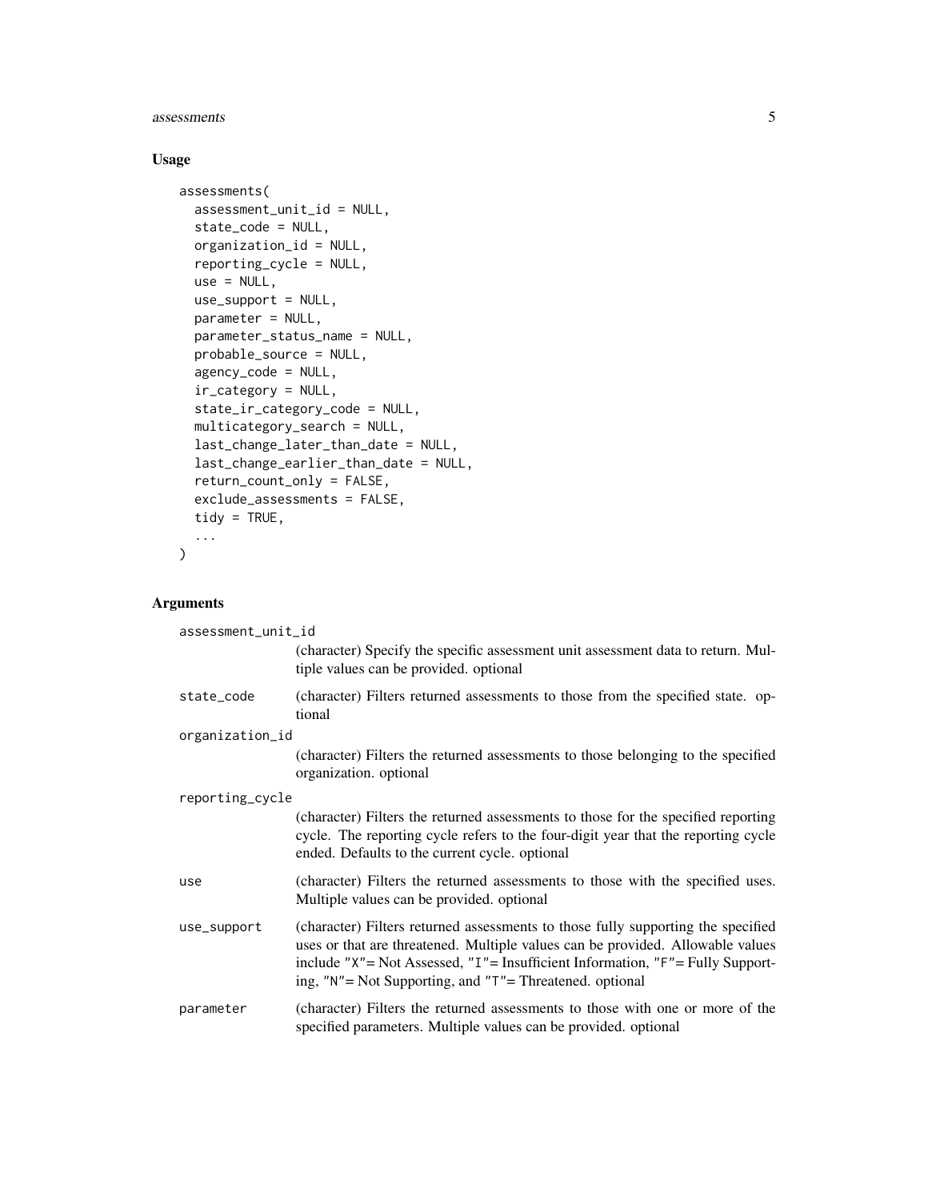### Usage

```
assessments(
  assessment_unit_id = NULL,
  state_code = NULL,
  organization_id = NULL,
  reporting_cycle = NULL,
  use = NULL,
  use_support = NULL,
  parameter = NULL,
  parameter_status_name = NULL,
  probable_source = NULL,
  agency_code = NULL,
  ir_category = NULL,
  state_ir_category_code = NULL,
  multicategory_search = NULL,
  last_change_later_than_date = NULL,
  last_change_earlier_than_date = NULL,
  return_count_only = FALSE,
  exclude_assessments = FALSE,
  tidy = TRUE,
  ...
)
```

### Arguments

| | |
|---|---|
| `assessment_unit_id` | (character) Specify the specific assessment unit assessment data to return. Multiple values can be provided. optional |
| `state_code` | (character) Filters returned assessments to those from the specified state. optional |
| `organization_id` | (character) Filters the returned assessments to those belonging to the specified organization. optional |
| `reporting_cycle` | (character) Filters the returned assessments to those for the specified reporting cycle. The reporting cycle refers to the four-digit year that the reporting cycle ended. Defaults to the current cycle. optional |
| `use` | (character) Filters the returned assessments to those with the specified uses. Multiple values can be provided. optional |
| `use_support` | (character) Filters returned assessments to those fully supporting the specified uses or that are threatened. Multiple values can be provided. Allowable values include `"X"`= Not Assessed, `"I"`= Insufficient Information, `"F"`= Fully Supporting, `"N"`= Not Supporting, and `"T"`= Threatened. optional |
| `parameter` | (character) Filters the returned assessments to those with one or more of the specified parameters. Multiple values can be provided. optional |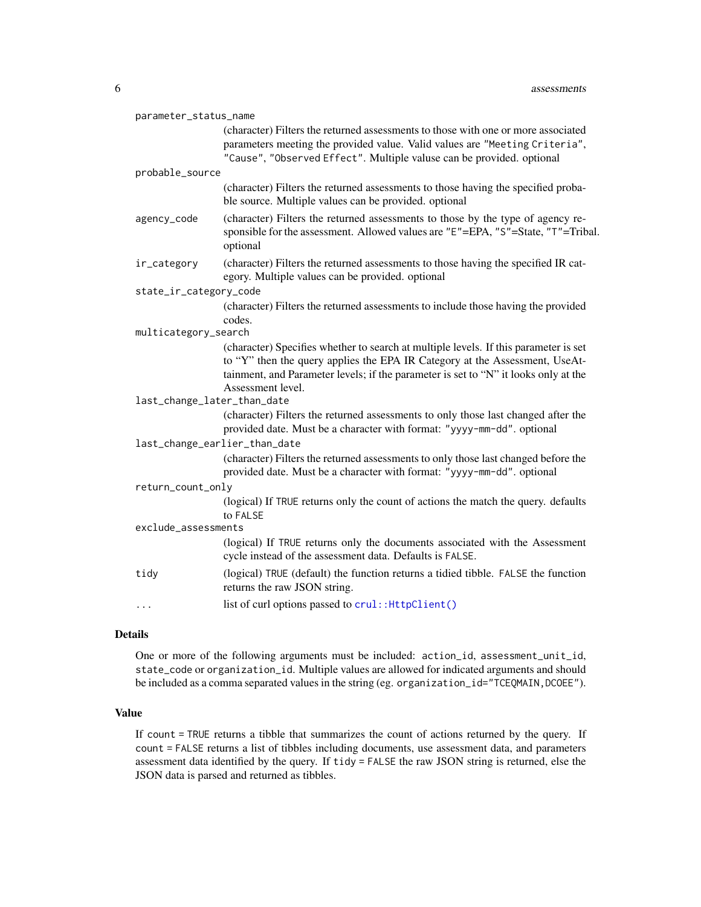`parameter_status_name`
: (character) Filters the returned assessments to those with one or more associated parameters meeting the provided value. Valid values are `"Meeting Criteria"`, `"Cause"`, `"Observed Effect"`. Multiple valuse can be provided. optional

`probable_source`
: (character) Filters the returned assessments to those having the specified probable source. Multiple values can be provided. optional

`agency_code`
: (character) Filters the returned assessments to those by the type of agency responsible for the assessment. Allowed values are `"E"`=EPA, `"S"`=State, `"T"`=Tribal. optional

`ir_category`
: (character) Filters the returned assessments to those having the specified IR category. Multiple values can be provided. optional

`state_ir_category_code`
: (character) Filters the returned assessments to include those having the provided codes.

`multicategory_search`
: (character) Specifies whether to search at multiple levels. If this parameter is set to "Y" then the query applies the EPA IR Category at the Assessment, UseAttainment, and Parameter levels; if the parameter is set to "N" it looks only at the Assessment level.

`last_change_later_than_date`
: (character) Filters the returned assessments to only those last changed after the provided date. Must be a character with format: `"yyyy-mm-dd"`. optional

`last_change_earlier_than_date`
: (character) Filters the returned assessments to only those last changed before the provided date. Must be a character with format: `"yyyy-mm-dd"`. optional

`return_count_only`
: (logical) If `TRUE` returns only the count of actions the match the query. defaults to `FALSE`

`exclude_assessments`
: (logical) If `TRUE` returns only the documents associated with the Assessment cycle instead of the assessment data. Defaults is `FALSE`.

`tidy`
: (logical) `TRUE` (default) the function returns a tidied tibble. `FALSE` the function returns the raw JSON string.

`...`
: list of curl options passed to `crul::HttpClient()`

## Details

One or more of the following arguments must be included: `action_id`, `assessment_unit_id`, `state_code` or `organization_id`. Multiple values are allowed for indicated arguments and should be included as a comma separated values in the string (eg. `organization_id="TCEQMAIN,DCOEE"`).

## Value

If `count = TRUE` returns a tibble that summarizes the count of actions returned by the query. If `count = FALSE` returns a list of tibbles including documents, use assessment data, and parameters assessment data identified by the query. If `tidy = FALSE` the raw JSON string is returned, else the JSON data is parsed and returned as tibbles.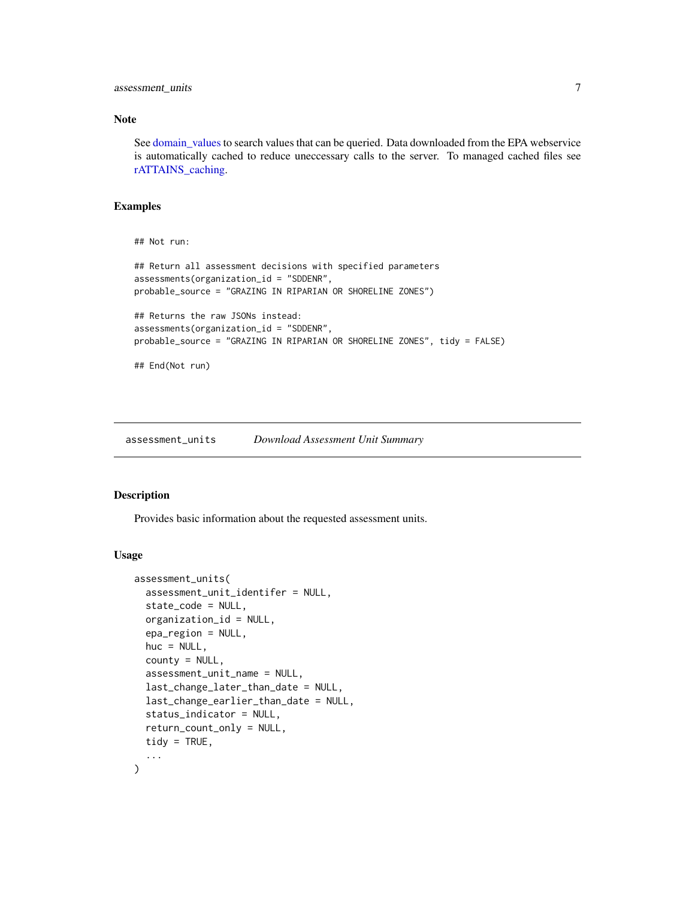### Note

See domain_values to search values that can be queried. Data downloaded from the EPA webservice is automatically cached to reduce uneccessary calls to the server. To managed cached files see rATTAINS_caching.

### Examples

```
## Not run:

## Return all assessment decisions with specified parameters
assessments(organization_id = "SDDENR",
probable_source = "GRAZING IN RIPARIAN OR SHORELINE ZONES")

## Returns the raw JSONs instead:
assessments(organization_id = "SDDENR",
probable_source = "GRAZING IN RIPARIAN OR SHORELINE ZONES", tidy = FALSE)

## End(Not run)
```

---

## assessment_units    *Download Assessment Unit Summary*

---

### Description

Provides basic information about the requested assessment units.

### Usage

```
assessment_units(
  assessment_unit_identifer = NULL,
  state_code = NULL,
  organization_id = NULL,
  epa_region = NULL,
  huc = NULL,
  county = NULL,
  assessment_unit_name = NULL,
  last_change_later_than_date = NULL,
  last_change_earlier_than_date = NULL,
  status_indicator = NULL,
  return_count_only = NULL,
  tidy = TRUE,
  ...
)
```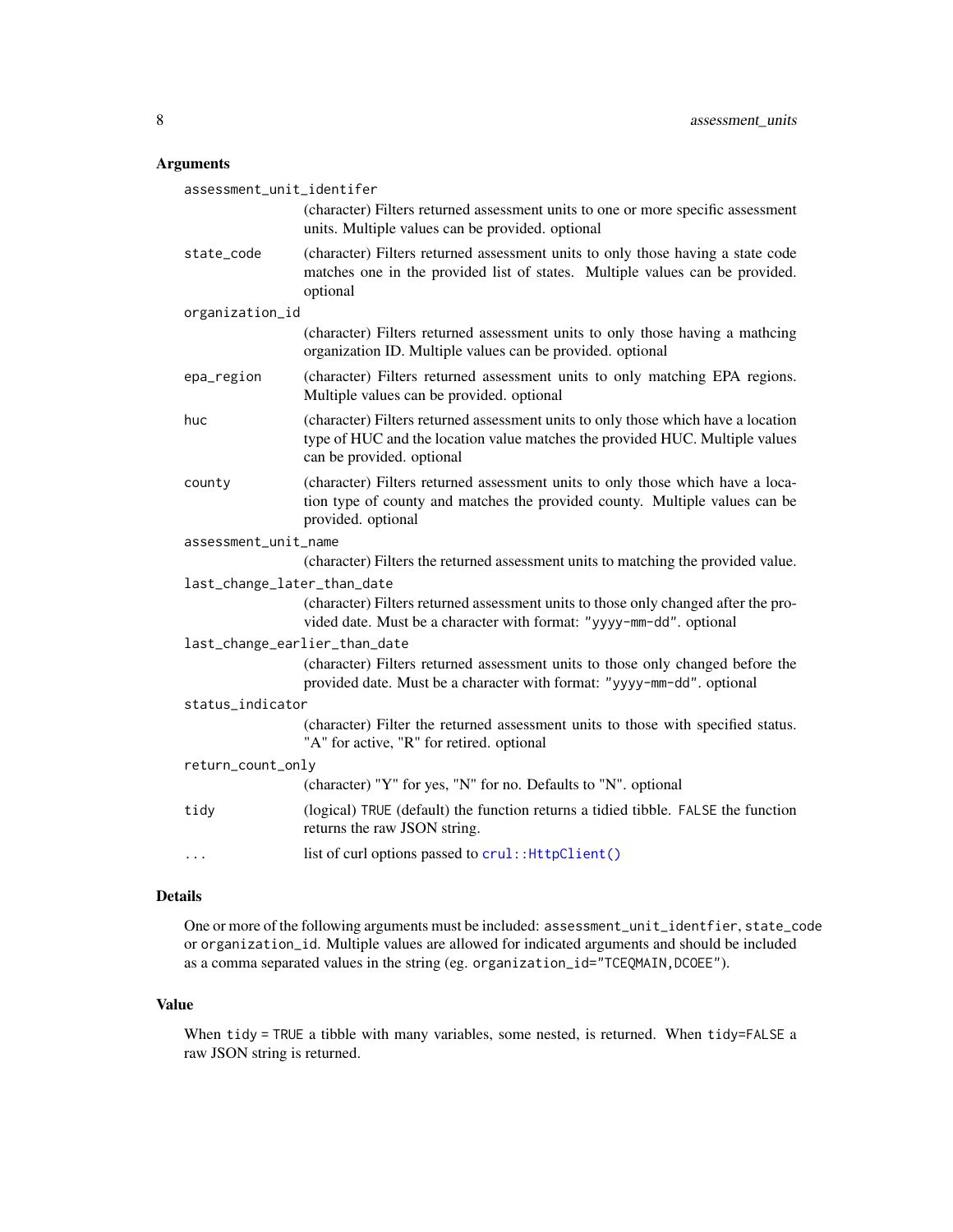### Arguments

`assessment_unit_identifer`
: (character) Filters returned assessment units to one or more specific assessment units. Multiple values can be provided. optional

`state_code`
: (character) Filters returned assessment units to only those having a state code matches one in the provided list of states. Multiple values can be provided. optional

`organization_id`
: (character) Filters returned assessment units to only those having a mathcing organization ID. Multiple values can be provided. optional

`epa_region`
: (character) Filters returned assessment units to only matching EPA regions. Multiple values can be provided. optional

`huc`
: (character) Filters returned assessment units to only those which have a location type of HUC and the location value matches the provided HUC. Multiple values can be provided. optional

`county`
: (character) Filters returned assessment units to only those which have a location type of county and matches the provided county. Multiple values can be provided. optional

`assessment_unit_name`
: (character) Filters the returned assessment units to matching the provided value.

`last_change_later_than_date`
: (character) Filters returned assessment units to those only changed after the provided date. Must be a character with format: `"yyyy-mm-dd"`. optional

`last_change_earlier_than_date`
: (character) Filters returned assessment units to those only changed before the provided date. Must be a character with format: `"yyyy-mm-dd"`. optional

`status_indicator`
: (character) Filter the returned assessment units to those with specified status. "A" for active, "R" for retired. optional

`return_count_only`
: (character) "Y" for yes, "N" for no. Defaults to "N". optional

`tidy`
: (logical) `TRUE` (default) the function returns a tidied tibble. `FALSE` the function returns the raw JSON string.

`...`
: list of curl options passed to `crul::HttpClient()`

### Details

One or more of the following arguments must be included: `assessment_unit_identfier`, `state_code` or `organization_id`. Multiple values are allowed for indicated arguments and should be included as a comma separated values in the string (eg. `organization_id="TCEQMAIN,DCOEE"`).

### Value

When `tidy = TRUE` a tibble with many variables, some nested, is returned. When `tidy=FALSE` a raw JSON string is returned.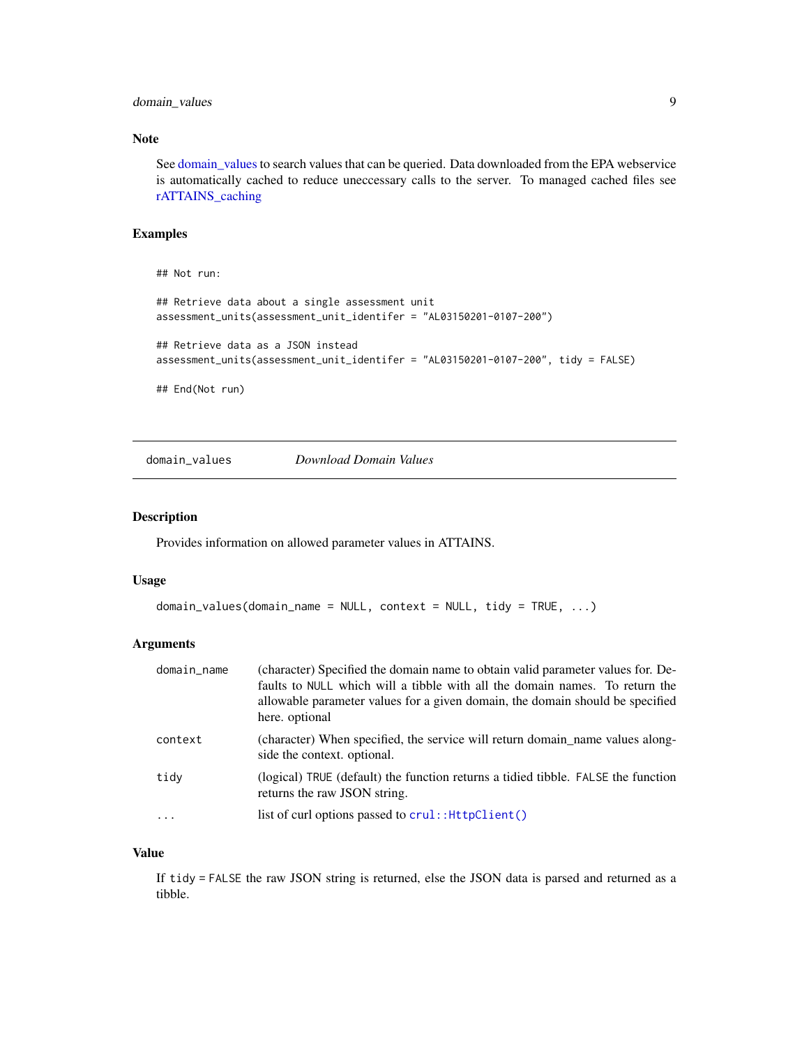## Note

See domain_values to search values that can be queried. Data downloaded from the EPA webservice is automatically cached to reduce uneccessary calls to the server. To managed cached files see rATTAINS_caching

## Examples

```
## Not run:

## Retrieve data about a single assessment unit
assessment_units(assessment_unit_identifer = "AL03150201-0107-200")

## Retrieve data as a JSON instead
assessment_units(assessment_unit_identifer = "AL03150201-0107-200", tidy = FALSE)

## End(Not run)
```

---

# domain_values *Download Domain Values*

## Description

Provides information on allowed parameter values in ATTAINS.

## Usage

```
domain_values(domain_name = NULL, context = NULL, tidy = TRUE, ...)
```

## Arguments

| | |
|---|---|
| domain_name | (character) Specified the domain name to obtain valid parameter values for. Defaults to `NULL` which will a tibble with all the domain names. To return the allowable parameter values for a given domain, the domain should be specified here. optional |
| context | (character) When specified, the service will return domain_name values alongside the context. optional. |
| tidy | (logical) `TRUE` (default) the function returns a tidied tibble. `FALSE` the function returns the raw JSON string. |
| ... | list of curl options passed to `crul::HttpClient()` |

## Value

If `tidy = FALSE` the raw JSON string is returned, else the JSON data is parsed and returned as a tibble.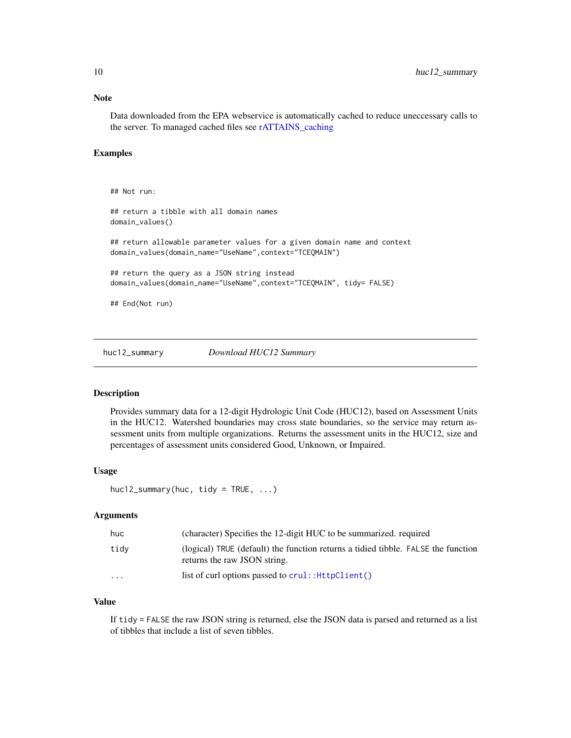### Note

Data downloaded from the EPA webservice is automatically cached to reduce uneccessary calls to the server. To managed cached files see rATTAINS_caching

### Examples

```
## Not run:

## return a tibble with all domain names
domain_values()

## return allowable parameter values for a given domain name and context
domain_values(domain_name="UseName",context="TCEQMAIN")

## return the query as a JSON string instead
domain_values(domain_name="UseName",context="TCEQMAIN", tidy= FALSE)

## End(Not run)
```

---

## huc12_summary — *Download HUC12 Summary*

### Description

Provides summary data for a 12-digit Hydrologic Unit Code (HUC12), based on Assessment Units in the HUC12. Watershed boundaries may cross state boundaries, so the service may return assessment units from multiple organizations. Returns the assessment units in the HUC12, size and percentages of assessment units considered Good, Unknown, or Impaired.

### Usage

```
huc12_summary(huc, tidy = TRUE, ...)
```

### Arguments

| | |
|---|---|
| `huc` | (character) Specifies the 12-digit HUC to be summarized. required |
| `tidy` | (logical) `TRUE` (default) the function returns a tidied tibble. `FALSE` the function returns the raw JSON string. |
| `...` | list of curl options passed to `crul::HttpClient()` |

### Value

If `tidy = FALSE` the raw JSON string is returned, else the JSON data is parsed and returned as a list of tibbles that include a list of seven tibbles.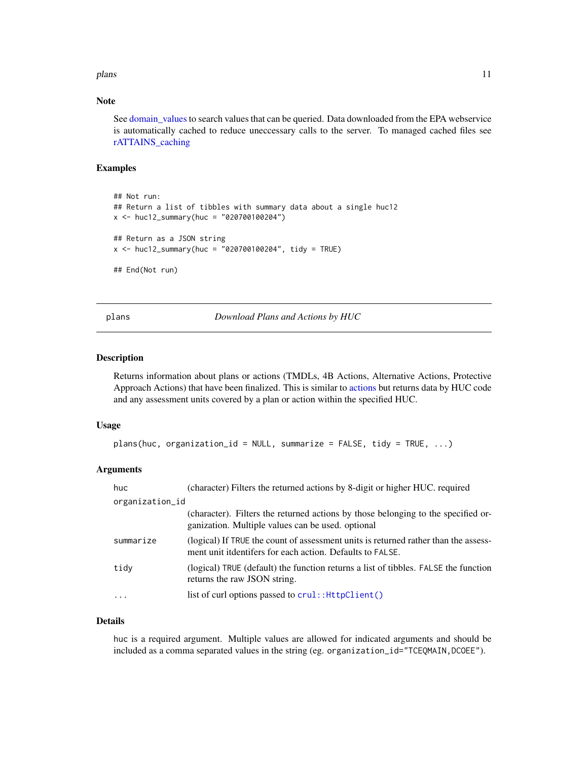### Note

See domain_values to search values that can be queried. Data downloaded from the EPA webservice is automatically cached to reduce uneccessary calls to the server. To managed cached files see rATTAINS_caching

### Examples

```
## Not run:
## Return a list of tibbles with summary data about a single huc12
x <- huc12_summary(huc = "020700100204")

## Return as a JSON string
x <- huc12_summary(huc = "020700100204", tidy = TRUE)

## End(Not run)
```

## plans — *Download Plans and Actions by HUC*

### Description

Returns information about plans or actions (TMDLs, 4B Actions, Alternative Actions, Protective Approach Actions) that have been finalized. This is similar to actions but returns data by HUC code and any assessment units covered by a plan or action within the specified HUC.

### Usage

```
plans(huc, organization_id = NULL, summarize = FALSE, tidy = TRUE, ...)
```

### Arguments

| | |
|---|---|
| `huc` | (character) Filters the returned actions by 8-digit or higher HUC. required |
| `organization_id` | (character). Filters the returned actions by those belonging to the specified organization. Multiple values can be used. optional |
| `summarize` | (logical) If `TRUE` the count of assessment units is returned rather than the assessment unit itdentifers for each action. Defaults to `FALSE`. |
| `tidy` | (logical) `TRUE` (default) the function returns a list of tibbles. `FALSE` the function returns the raw JSON string. |
| `...` | list of curl options passed to `crul::HttpClient()` |

### Details

`huc` is a required argument. Multiple values are allowed for indicated arguments and should be included as a comma separated values in the string (eg. `organization_id="TCEQMAIN,DCOEE"`).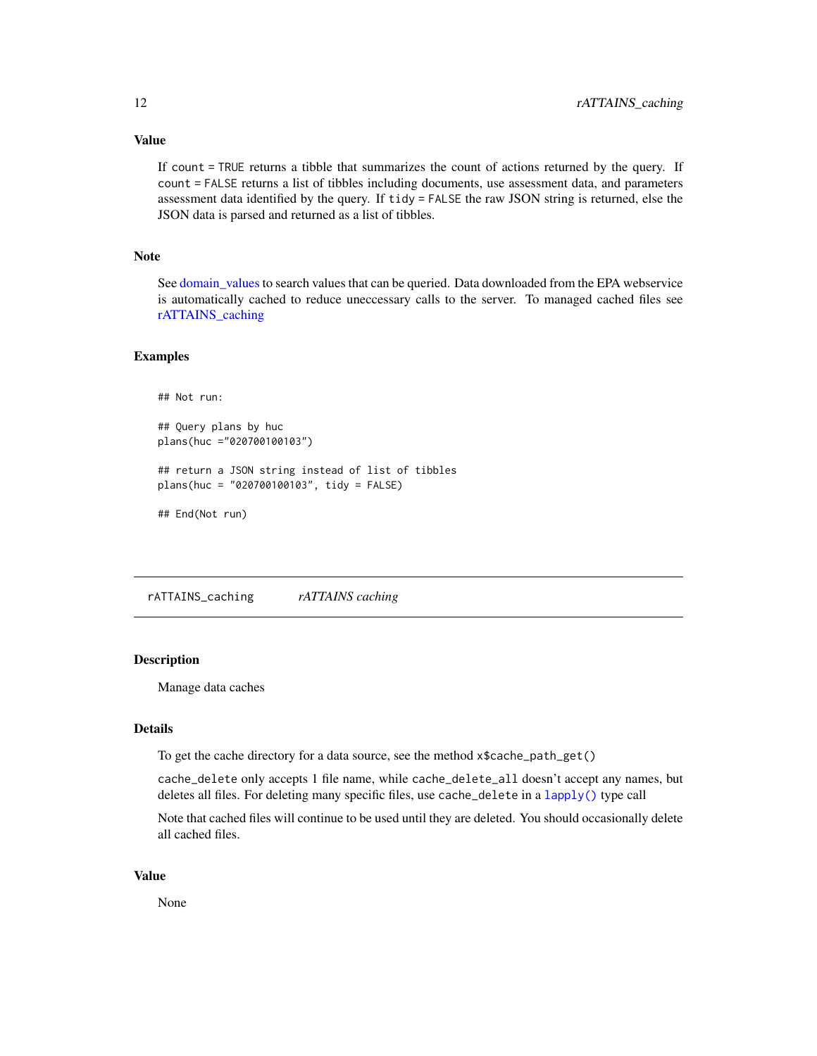### Value

If `count = TRUE` returns a tibble that summarizes the count of actions returned by the query. If `count = FALSE` returns a list of tibbles including documents, use assessment data, and parameters assessment data identified by the query. If `tidy = FALSE` the raw JSON string is returned, else the JSON data is parsed and returned as a list of tibbles.

### Note

See domain_values to search values that can be queried. Data downloaded from the EPA webservice is automatically cached to reduce uneccessary calls to the server. To managed cached files see rATTAINS_caching

### Examples

```
## Not run:

## Query plans by huc
plans(huc ="020700100103")

## return a JSON string instead of list of tibbles
plans(huc = "020700100103", tidy = FALSE)

## End(Not run)
```

---

## rATTAINS_caching — *rATTAINS caching*

### Description

Manage data caches

### Details

To get the cache directory for a data source, see the method `x$cache_path_get()`

`cache_delete` only accepts 1 file name, while `cache_delete_all` doesn't accept any names, but deletes all files. For deleting many specific files, use `cache_delete` in a `lapply()` type call

Note that cached files will continue to be used until they are deleted. You should occasionally delete all cached files.

### Value

None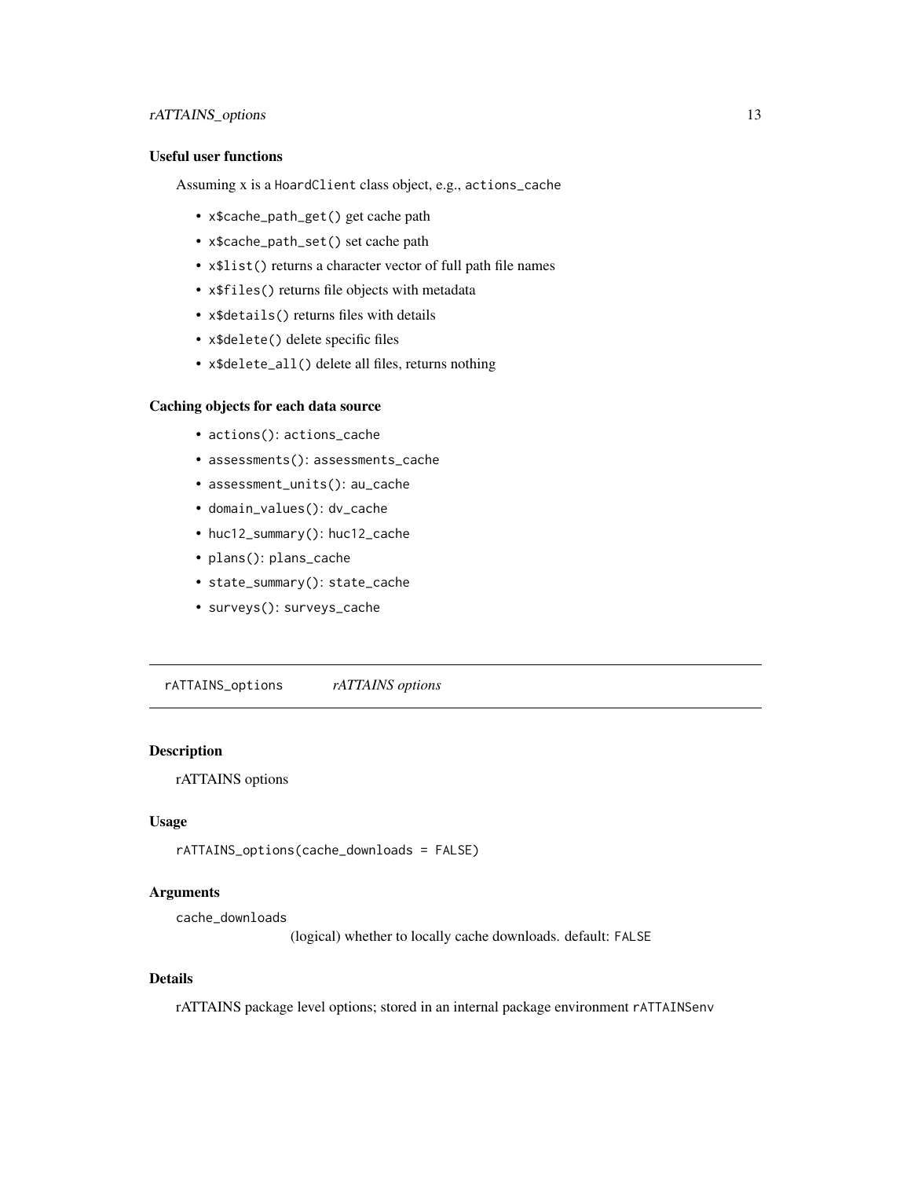### Useful user functions

Assuming x is a `HoardClient` class object, e.g., `actions_cache`

- `x$cache_path_get()` get cache path
- `x$cache_path_set()` set cache path
- `x$list()` returns a character vector of full path file names
- `x$files()` returns file objects with metadata
- `x$details()` returns files with details
- `x$delete()` delete specific files
- `x$delete_all()` delete all files, returns nothing

### Caching objects for each data source

- `actions()`: `actions_cache`
- `assessments()`: `assessments_cache`
- `assessment_units()`: `au_cache`
- `domain_values()`: `dv_cache`
- `huc12_summary()`: `huc12_cache`
- `plans()`: `plans_cache`
- `state_summary()`: `state_cache`
- `surveys()`: `surveys_cache`

---

## rATTAINS_options    *rATTAINS options*

### Description

rATTAINS options

### Usage

```
rATTAINS_options(cache_downloads = FALSE)
```

### Arguments

`cache_downloads`
(logical) whether to locally cache downloads. default: `FALSE`

### Details

rATTAINS package level options; stored in an internal package environment `rATTAINSenv`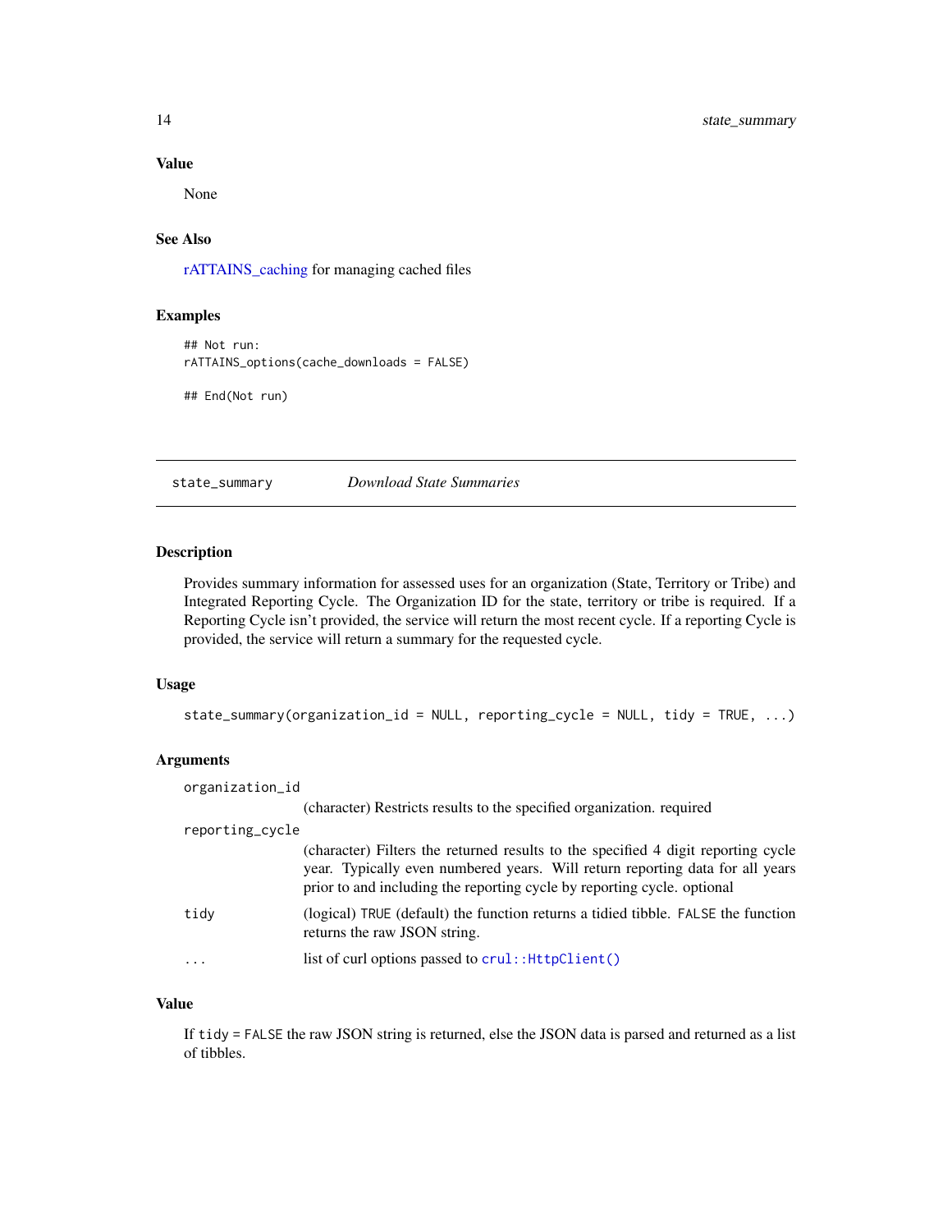### Value

None

### See Also

rATTAINS_caching for managing cached files

### Examples

```
## Not run:
rATTAINS_options(cache_downloads = FALSE)

## End(Not run)
```

---

## state_summary *Download State Summaries*

---

### Description

Provides summary information for assessed uses for an organization (State, Territory or Tribe) and Integrated Reporting Cycle. The Organization ID for the state, territory or tribe is required. If a Reporting Cycle isn't provided, the service will return the most recent cycle. If a reporting Cycle is provided, the service will return a summary for the requested cycle.

### Usage

```
state_summary(organization_id = NULL, reporting_cycle = NULL, tidy = TRUE, ...)
```

### Arguments

`organization_id`
: (character) Restricts results to the specified organization. required

`reporting_cycle`
: (character) Filters the returned results to the specified 4 digit reporting cycle year. Typically even numbered years. Will return reporting data for all years prior to and including the reporting cycle by reporting cycle. optional

`tidy`
: (logical) `TRUE` (default) the function returns a tidied tibble. `FALSE` the function returns the raw JSON string.

`...`
: list of curl options passed to `crul::HttpClient()`

### Value

If `tidy = FALSE` the raw JSON string is returned, else the JSON data is parsed and returned as a list of tibbles.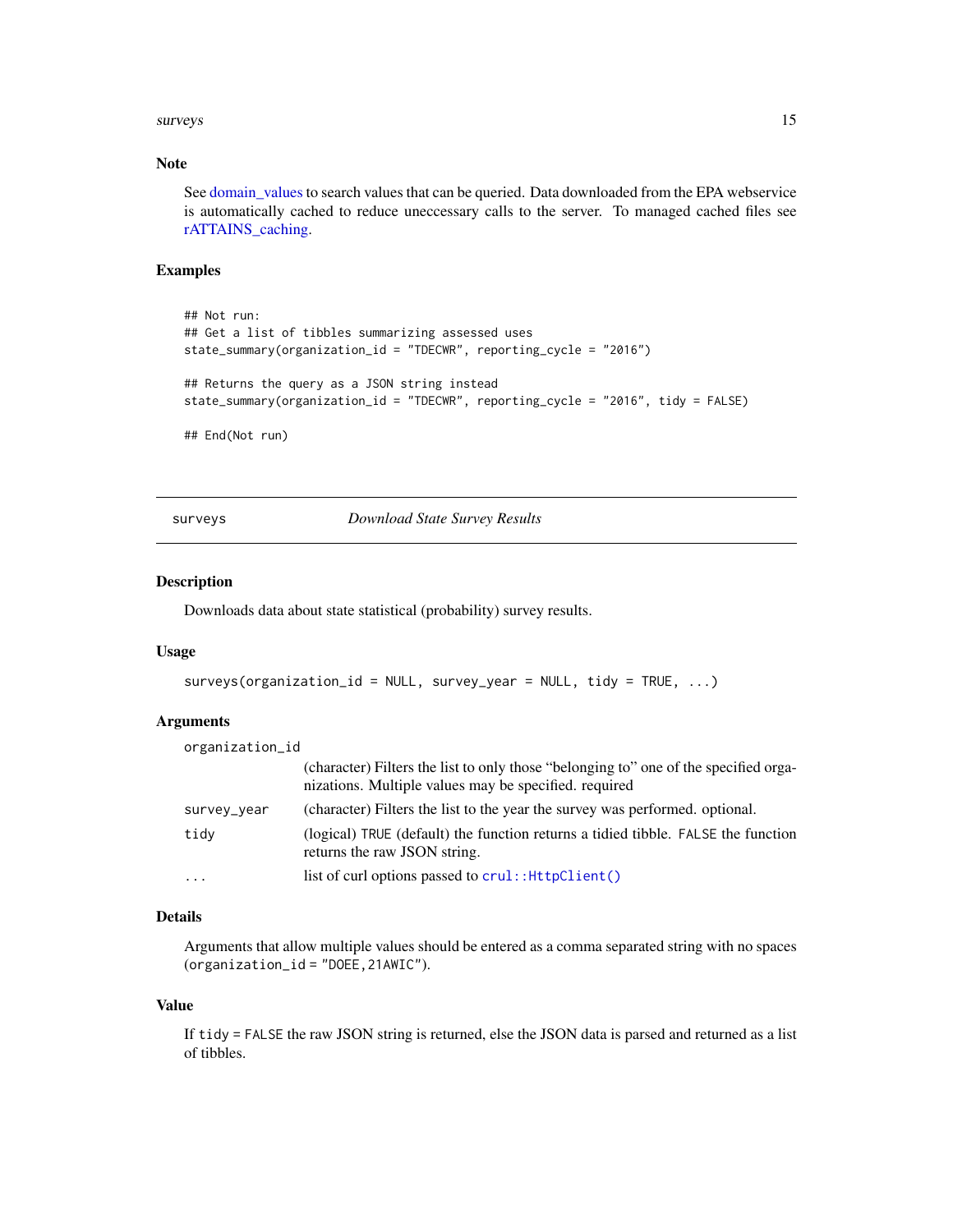## Note

See domain_values to search values that can be queried. Data downloaded from the EPA webservice is automatically cached to reduce uneccessary calls to the server. To managed cached files see rATTAINS_caching.

## Examples

```
## Not run:
## Get a list of tibbles summarizing assessed uses
state_summary(organization_id = "TDECWR", reporting_cycle = "2016")

## Returns the query as a JSON string instead
state_summary(organization_id = "TDECWR", reporting_cycle = "2016", tidy = FALSE)

## End(Not run)
```

---

# surveys *Download State Survey Results*

---

## Description

Downloads data about state statistical (probability) survey results.

## Usage

```
surveys(organization_id = NULL, survey_year = NULL, tidy = TRUE, ...)
```

## Arguments

| | |
|---|---|
| organization_id | (character) Filters the list to only those "belonging to" one of the specified organizations. Multiple values may be specified. required |
| survey_year | (character) Filters the list to the year the survey was performed. optional. |
| tidy | (logical) `TRUE` (default) the function returns a tidied tibble. `FALSE` the function returns the raw JSON string. |
| ... | list of curl options passed to `crul::HttpClient()` |

## Details

Arguments that allow multiple values should be entered as a comma separated string with no spaces (`organization_id = "DOEE,21AWIC"`).

## Value

If `tidy = FALSE` the raw JSON string is returned, else the JSON data is parsed and returned as a list of tibbles.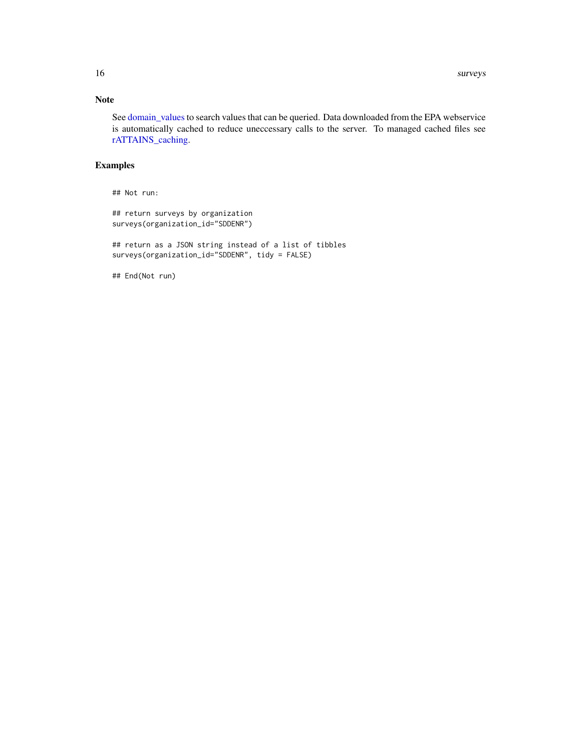## Note

See domain_values to search values that can be queried. Data downloaded from the EPA webservice is automatically cached to reduce uneccessary calls to the server. To managed cached files see rATTAINS_caching.

## Examples

```
## Not run:

## return surveys by organization
surveys(organization_id="SDDENR")

## return as a JSON string instead of a list of tibbles
surveys(organization_id="SDDENR", tidy = FALSE)

## End(Not run)
```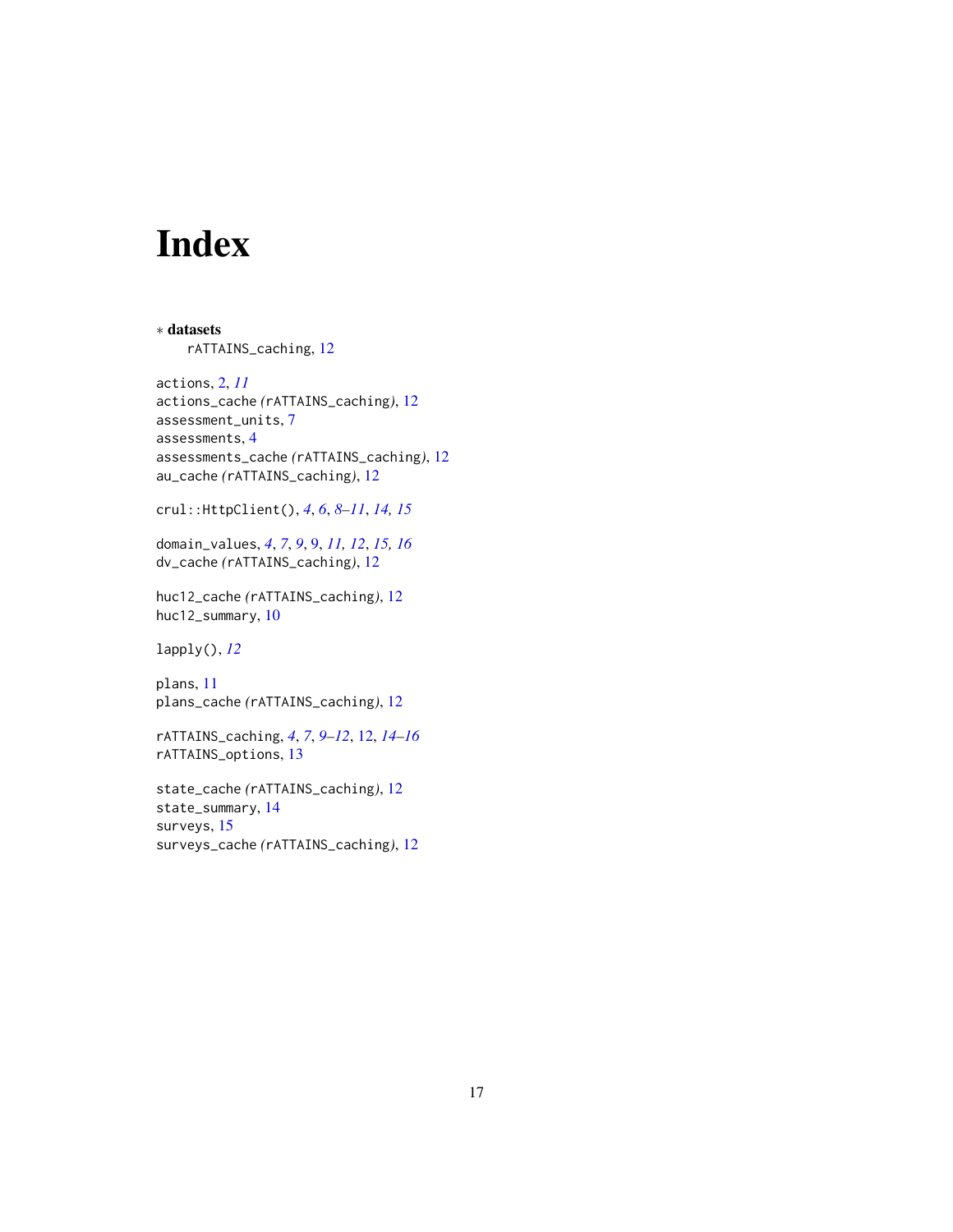# Index

∗ **datasets**
    rATTAINS_caching, 12

actions, 2, *11*
actions_cache *(*rATTAINS_caching*)*, 12
assessment_units, 7
assessments, 4
assessments_cache *(*rATTAINS_caching*)*, 12
au_cache *(*rATTAINS_caching*)*, 12

crul::HttpClient(), *4*, *6*, *8–11*, *14, 15*

domain_values, *4*, *7*, *9*, 9, *11, 12*, *15, 16*
dv_cache *(*rATTAINS_caching*)*, 12

huc12_cache *(*rATTAINS_caching*)*, 12
huc12_summary, 10

lapply(), *12*

plans, 11
plans_cache *(*rATTAINS_caching*)*, 12

rATTAINS_caching, *4*, *7*, *9–12*, 12, *14–16*
rATTAINS_options, 13

state_cache *(*rATTAINS_caching*)*, 12
state_summary, 14
surveys, 15
surveys_cache *(*rATTAINS_caching*)*, 12